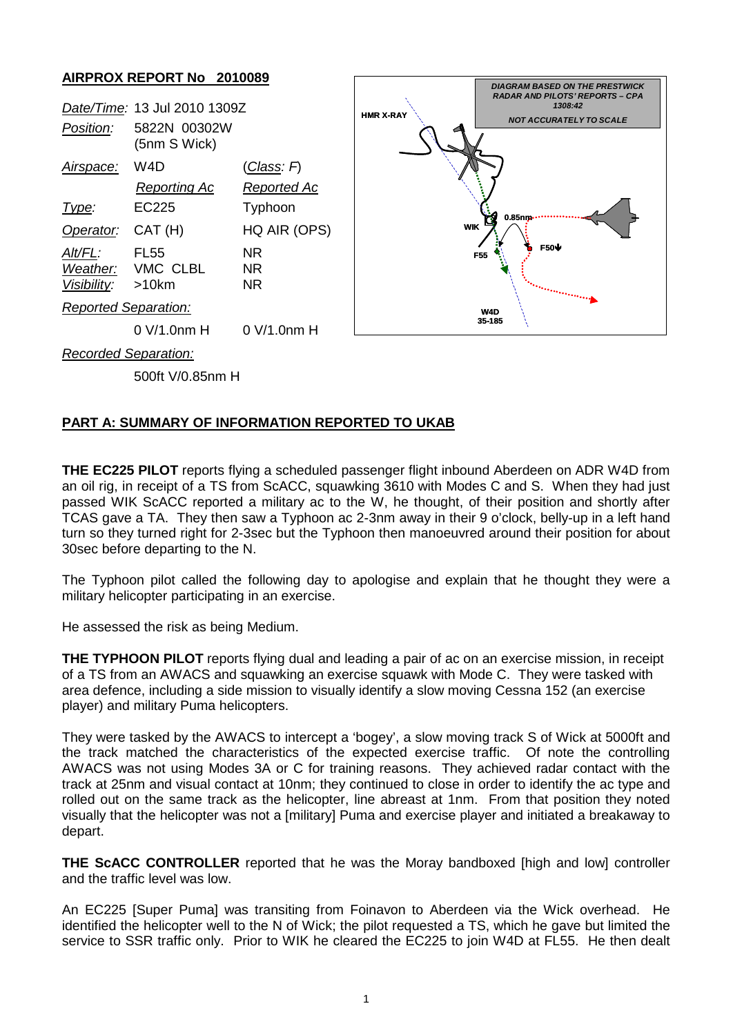## AIRPROX REPORT No 2010089

| | | |
|---|---|---|
| *Date/Time:* | 13 Jul 2010 1309Z | |
| *Position:* | 5822N 00302W (5nm S Wick) | |
| *Airspace:* | W4D | (*Class: F*) |
| | *Reporting Ac* | *Reported Ac* |
| *Type:* | EC225 | Typhoon |
| *Operator:* | CAT (H) | HQ AIR (OPS) |
| *Alt/FL:* | FL55 | NR |
| *Weather:* | VMC CLBL | NR |
| *Visibility:* | >10km | NR |
| *Reported Separation:* | | |
| | 0 V/1.0nm H | 0 V/1.0nm H |
| *Recorded Separation:* | | |
| | 500ft V/0.85nm H | |

DIAGRAM BASED ON THE PRESTWICK RADAR AND PILOTS' REPORTS – CPA 1308:42

NOT ACCURATELY TO SCALE

HMR X-RAY

WIK

0.85nm

F55

F50

W4D 35-185

### PART A: SUMMARY OF INFORMATION REPORTED TO UKAB

**THE EC225 PILOT** reports flying a scheduled passenger flight inbound Aberdeen on ADR W4D from an oil rig, in receipt of a TS from ScACC, squawking 3610 with Modes C and S. When they had just passed WIK ScACC reported a military ac to the W, he thought, of their position and shortly after TCAS gave a TA. They then saw a Typhoon ac 2-3nm away in their 9 o'clock, belly-up in a left hand turn so they turned right for 2-3sec but the Typhoon then manoeuvred around their position for about 30sec before departing to the N.

The Typhoon pilot called the following day to apologise and explain that he thought they were a military helicopter participating in an exercise.

He assessed the risk as being Medium.

**THE TYPHOON PILOT** reports flying dual and leading a pair of ac on an exercise mission, in receipt of a TS from an AWACS and squawking an exercise squawk with Mode C. They were tasked with area defence, including a side mission to visually identify a slow moving Cessna 152 (an exercise player) and military Puma helicopters.

They were tasked by the AWACS to intercept a 'bogey', a slow moving track S of Wick at 5000ft and the track matched the characteristics of the expected exercise traffic. Of note the controlling AWACS was not using Modes 3A or C for training reasons. They achieved radar contact with the track at 25nm and visual contact at 10nm; they continued to close in order to identify the ac type and rolled out on the same track as the helicopter, line abreast at 1nm. From that position they noted visually that the helicopter was not a [military] Puma and exercise player and initiated a breakaway to depart.

**THE ScACC CONTROLLER** reported that he was the Moray bandboxed [high and low] controller and the traffic level was low.

An EC225 [Super Puma] was transiting from Foinavon to Aberdeen via the Wick overhead. He identified the helicopter well to the N of Wick; the pilot requested a TS, which he gave but limited the service to SSR traffic only. Prior to WIK he cleared the EC225 to join W4D at FL55. He then dealt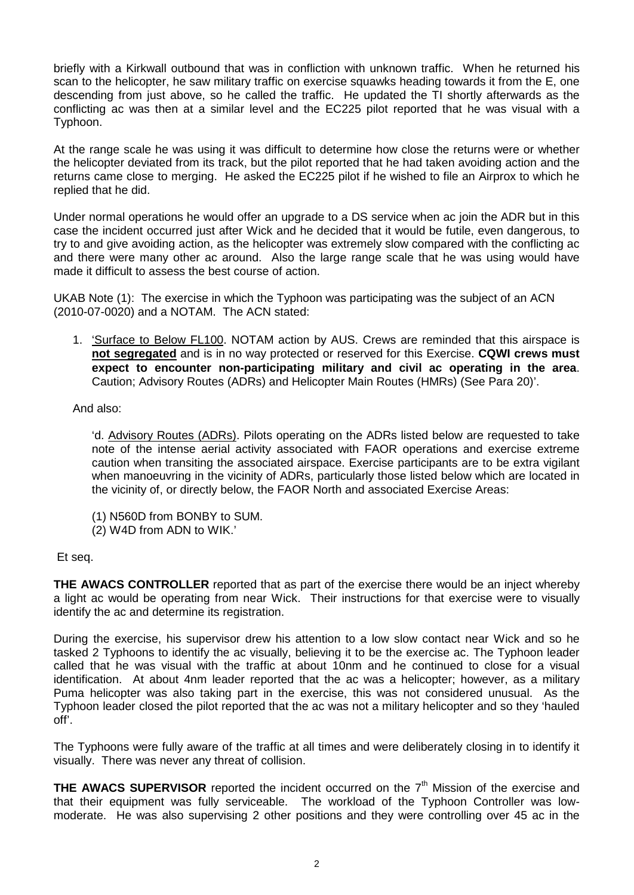briefly with a Kirkwall outbound that was in confliction with unknown traffic. When he returned his scan to the helicopter, he saw military traffic on exercise squawks heading towards it from the E, one descending from just above, so he called the traffic. He updated the TI shortly afterwards as the conflicting ac was then at a similar level and the EC225 pilot reported that he was visual with a Typhoon.

At the range scale he was using it was difficult to determine how close the returns were or whether the helicopter deviated from its track, but the pilot reported that he had taken avoiding action and the returns came close to merging. He asked the EC225 pilot if he wished to file an Airprox to which he replied that he did.

Under normal operations he would offer an upgrade to a DS service when ac join the ADR but in this case the incident occurred just after Wick and he decided that it would be futile, even dangerous, to try to and give avoiding action, as the helicopter was extremely slow compared with the conflicting ac and there were many other ac around. Also the large range scale that he was using would have made it difficult to assess the best course of action.

UKAB Note (1): The exercise in which the Typhoon was participating was the subject of an ACN (2010-07-0020) and a NOTAM. The ACN stated:

1. '<u>Surface to Below FL100</u>. NOTAM action by AUS. Crews are reminded that this airspace is **<u>not segregated</u>** and is in no way protected or reserved for this Exercise. **CQWI crews must expect to encounter non-participating military and civil ac operating in the area**. Caution; Advisory Routes (ADRs) and Helicopter Main Routes (HMRs) (See Para 20)'.

And also:

'd. <u>Advisory Routes (ADRs)</u>. Pilots operating on the ADRs listed below are requested to take note of the intense aerial activity associated with FAOR operations and exercise extreme caution when transiting the associated airspace. Exercise participants are to be extra vigilant when manoeuvring in the vicinity of ADRs, particularly those listed below which are located in the vicinity of, or directly below, the FAOR North and associated Exercise Areas:

(1) N560D from BONBY to SUM.
(2) W4D from ADN to WIK.'

Et seq.

**THE AWACS CONTROLLER** reported that as part of the exercise there would be an inject whereby a light ac would be operating from near Wick. Their instructions for that exercise were to visually identify the ac and determine its registration.

During the exercise, his supervisor drew his attention to a low slow contact near Wick and so he tasked 2 Typhoons to identify the ac visually, believing it to be the exercise ac. The Typhoon leader called that he was visual with the traffic at about 10nm and he continued to close for a visual identification. At about 4nm leader reported that the ac was a helicopter; however, as a military Puma helicopter was also taking part in the exercise, this was not considered unusual. As the Typhoon leader closed the pilot reported that the ac was not a military helicopter and so they 'hauled off'.

The Typhoons were fully aware of the traffic at all times and were deliberately closing in to identify it visually. There was never any threat of collision.

**THE AWACS SUPERVISOR** reported the incident occurred on the 7th Mission of the exercise and that their equipment was fully serviceable. The workload of the Typhoon Controller was low-moderate. He was also supervising 2 other positions and they were controlling over 45 ac in the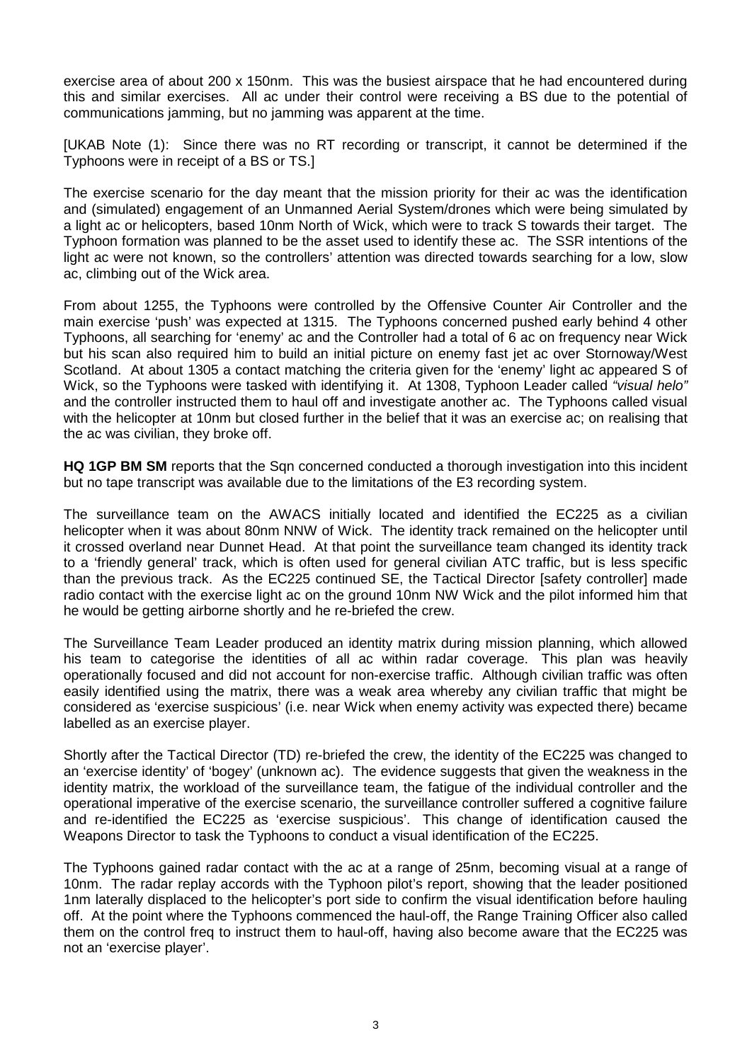exercise area of about 200 x 150nm. This was the busiest airspace that he had encountered during this and similar exercises. All ac under their control were receiving a BS due to the potential of communications jamming, but no jamming was apparent at the time.

[UKAB Note (1): Since there was no RT recording or transcript, it cannot be determined if the Typhoons were in receipt of a BS or TS.]

The exercise scenario for the day meant that the mission priority for their ac was the identification and (simulated) engagement of an Unmanned Aerial System/drones which were being simulated by a light ac or helicopters, based 10nm North of Wick, which were to track S towards their target. The Typhoon formation was planned to be the asset used to identify these ac. The SSR intentions of the light ac were not known, so the controllers' attention was directed towards searching for a low, slow ac, climbing out of the Wick area.

From about 1255, the Typhoons were controlled by the Offensive Counter Air Controller and the main exercise 'push' was expected at 1315. The Typhoons concerned pushed early behind 4 other Typhoons, all searching for 'enemy' ac and the Controller had a total of 6 ac on frequency near Wick but his scan also required him to build an initial picture on enemy fast jet ac over Stornoway/West Scotland. At about 1305 a contact matching the criteria given for the 'enemy' light ac appeared S of Wick, so the Typhoons were tasked with identifying it. At 1308, Typhoon Leader called *"visual helo"* and the controller instructed them to haul off and investigate another ac. The Typhoons called visual with the helicopter at 10nm but closed further in the belief that it was an exercise ac; on realising that the ac was civilian, they broke off.

**HQ 1GP BM SM** reports that the Sqn concerned conducted a thorough investigation into this incident but no tape transcript was available due to the limitations of the E3 recording system.

The surveillance team on the AWACS initially located and identified the EC225 as a civilian helicopter when it was about 80nm NNW of Wick. The identity track remained on the helicopter until it crossed overland near Dunnet Head. At that point the surveillance team changed its identity track to a 'friendly general' track, which is often used for general civilian ATC traffic, but is less specific than the previous track. As the EC225 continued SE, the Tactical Director [safety controller] made radio contact with the exercise light ac on the ground 10nm NW Wick and the pilot informed him that he would be getting airborne shortly and he re-briefed the crew.

The Surveillance Team Leader produced an identity matrix during mission planning, which allowed his team to categorise the identities of all ac within radar coverage. This plan was heavily operationally focused and did not account for non-exercise traffic. Although civilian traffic was often easily identified using the matrix, there was a weak area whereby any civilian traffic that might be considered as 'exercise suspicious' (i.e. near Wick when enemy activity was expected there) became labelled as an exercise player.

Shortly after the Tactical Director (TD) re-briefed the crew, the identity of the EC225 was changed to an 'exercise identity' of 'bogey' (unknown ac). The evidence suggests that given the weakness in the identity matrix, the workload of the surveillance team, the fatigue of the individual controller and the operational imperative of the exercise scenario, the surveillance controller suffered a cognitive failure and re-identified the EC225 as 'exercise suspicious'. This change of identification caused the Weapons Director to task the Typhoons to conduct a visual identification of the EC225.

The Typhoons gained radar contact with the ac at a range of 25nm, becoming visual at a range of 10nm. The radar replay accords with the Typhoon pilot's report, showing that the leader positioned 1nm laterally displaced to the helicopter's port side to confirm the visual identification before hauling off. At the point where the Typhoons commenced the haul-off, the Range Training Officer also called them on the control freq to instruct them to haul-off, having also become aware that the EC225 was not an 'exercise player'.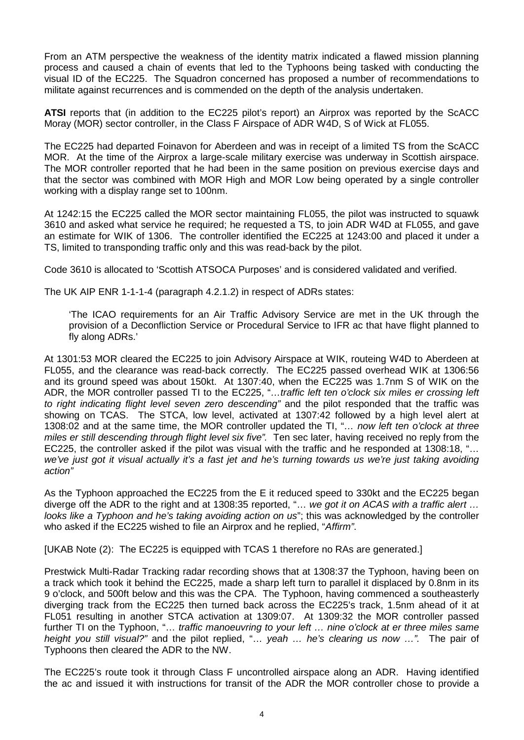From an ATM perspective the weakness of the identity matrix indicated a flawed mission planning process and caused a chain of events that led to the Typhoons being tasked with conducting the visual ID of the EC225. The Squadron concerned has proposed a number of recommendations to militate against recurrences and is commended on the depth of the analysis undertaken.

**ATSI** reports that (in addition to the EC225 pilot's report) an Airprox was reported by the ScACC Moray (MOR) sector controller, in the Class F Airspace of ADR W4D, S of Wick at FL055.

The EC225 had departed Foinavon for Aberdeen and was in receipt of a limited TS from the ScACC MOR. At the time of the Airprox a large-scale military exercise was underway in Scottish airspace. The MOR controller reported that he had been in the same position on previous exercise days and that the sector was combined with MOR High and MOR Low being operated by a single controller working with a display range set to 100nm.

At 1242:15 the EC225 called the MOR sector maintaining FL055, the pilot was instructed to squawk 3610 and asked what service he required; he requested a TS, to join ADR W4D at FL055, and gave an estimate for WIK of 1306. The controller identified the EC225 at 1243:00 and placed it under a TS, limited to transponding traffic only and this was read-back by the pilot.

Code 3610 is allocated to 'Scottish ATSOCA Purposes' and is considered validated and verified.

The UK AIP ENR 1-1-1-4 (paragraph 4.2.1.2) in respect of ADRs states:

> 'The ICAO requirements for an Air Traffic Advisory Service are met in the UK through the provision of a Deconfliction Service or Procedural Service to IFR ac that have flight planned to fly along ADRs.'

At 1301:53 MOR cleared the EC225 to join Advisory Airspace at WIK, routeing W4D to Aberdeen at FL055, and the clearance was read-back correctly. The EC225 passed overhead WIK at 1306:56 and its ground speed was about 150kt. At 1307:40, when the EC225 was 1.7nm S of WIK on the ADR, the MOR controller passed TI to the EC225, "*…traffic left ten o'clock six miles er crossing left to right indicating flight level seven zero descending"* and the pilot responded that the traffic was showing on TCAS. The STCA, low level, activated at 1307:42 followed by a high level alert at 1308:02 and at the same time, the MOR controller updated the TI, "*… now left ten o'clock at three miles er still descending through flight level six five".* Ten sec later, having received no reply from the EC225, the controller asked if the pilot was visual with the traffic and he responded at 1308:18, "*… we've just got it visual actually it's a fast jet and he's turning towards us we're just taking avoiding action"*

As the Typhoon approached the EC225 from the E it reduced speed to 330kt and the EC225 began diverge off the ADR to the right and at 1308:35 reported, "*… we got it on ACAS with a traffic alert … looks like a Typhoon and he's taking avoiding action on us*"; this was acknowledged by the controller who asked if the EC225 wished to file an Airprox and he replied, "*Affirm"*.

[UKAB Note (2): The EC225 is equipped with TCAS 1 therefore no RAs are generated.]

Prestwick Multi-Radar Tracking radar recording shows that at 1308:37 the Typhoon, having been on a track which took it behind the EC225, made a sharp left turn to parallel it displaced by 0.8nm in its 9 o'clock, and 500ft below and this was the CPA. The Typhoon, having commenced a southeasterly diverging track from the EC225 then turned back across the EC225's track, 1.5nm ahead of it at FL051 resulting in another STCA activation at 1309:07. At 1309:32 the MOR controller passed further TI on the Typhoon, "*… traffic manoeuvring to your left … nine o'clock at er three miles same height you still visual?"* and the pilot replied, "*… yeah … he's clearing us now …"*. The pair of Typhoons then cleared the ADR to the NW.

The EC225's route took it through Class F uncontrolled airspace along an ADR. Having identified the ac and issued it with instructions for transit of the ADR the MOR controller chose to provide a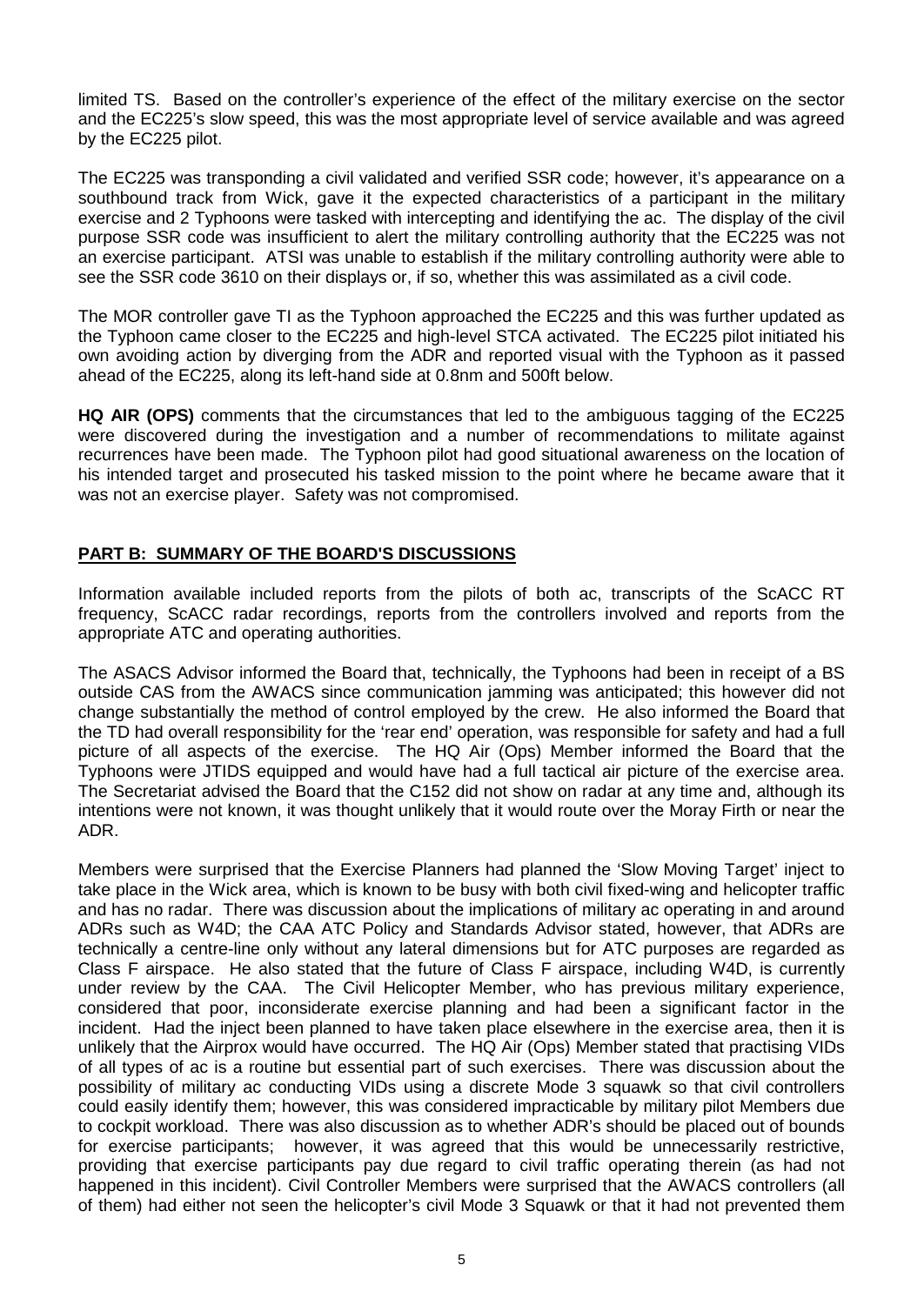limited TS. Based on the controller's experience of the effect of the military exercise on the sector and the EC225's slow speed, this was the most appropriate level of service available and was agreed by the EC225 pilot.

The EC225 was transponding a civil validated and verified SSR code; however, it's appearance on a southbound track from Wick, gave it the expected characteristics of a participant in the military exercise and 2 Typhoons were tasked with intercepting and identifying the ac. The display of the civil purpose SSR code was insufficient to alert the military controlling authority that the EC225 was not an exercise participant. ATSI was unable to establish if the military controlling authority were able to see the SSR code 3610 on their displays or, if so, whether this was assimilated as a civil code.

The MOR controller gave TI as the Typhoon approached the EC225 and this was further updated as the Typhoon came closer to the EC225 and high-level STCA activated. The EC225 pilot initiated his own avoiding action by diverging from the ADR and reported visual with the Typhoon as it passed ahead of the EC225, along its left-hand side at 0.8nm and 500ft below.

**HQ AIR (OPS)** comments that the circumstances that led to the ambiguous tagging of the EC225 were discovered during the investigation and a number of recommendations to militate against recurrences have been made. The Typhoon pilot had good situational awareness on the location of his intended target and prosecuted his tasked mission to the point where he became aware that it was not an exercise player. Safety was not compromised.

## PART B: SUMMARY OF THE BOARD'S DISCUSSIONS

Information available included reports from the pilots of both ac, transcripts of the ScACC RT frequency, ScACC radar recordings, reports from the controllers involved and reports from the appropriate ATC and operating authorities.

The ASACS Advisor informed the Board that, technically, the Typhoons had been in receipt of a BS outside CAS from the AWACS since communication jamming was anticipated; this however did not change substantially the method of control employed by the crew. He also informed the Board that the TD had overall responsibility for the 'rear end' operation, was responsible for safety and had a full picture of all aspects of the exercise. The HQ Air (Ops) Member informed the Board that the Typhoons were JTIDS equipped and would have had a full tactical air picture of the exercise area. The Secretariat advised the Board that the C152 did not show on radar at any time and, although its intentions were not known, it was thought unlikely that it would route over the Moray Firth or near the ADR.

Members were surprised that the Exercise Planners had planned the 'Slow Moving Target' inject to take place in the Wick area, which is known to be busy with both civil fixed-wing and helicopter traffic and has no radar. There was discussion about the implications of military ac operating in and around ADRs such as W4D; the CAA ATC Policy and Standards Advisor stated, however, that ADRs are technically a centre-line only without any lateral dimensions but for ATC purposes are regarded as Class F airspace. He also stated that the future of Class F airspace, including W4D, is currently under review by the CAA. The Civil Helicopter Member, who has previous military experience, considered that poor, inconsiderate exercise planning and had been a significant factor in the incident. Had the inject been planned to have taken place elsewhere in the exercise area, then it is unlikely that the Airprox would have occurred. The HQ Air (Ops) Member stated that practising VIDs of all types of ac is a routine but essential part of such exercises. There was discussion about the possibility of military ac conducting VIDs using a discrete Mode 3 squawk so that civil controllers could easily identify them; however, this was considered impracticable by military pilot Members due to cockpit workload. There was also discussion as to whether ADR's should be placed out of bounds for exercise participants; however, it was agreed that this would be unnecessarily restrictive, providing that exercise participants pay due regard to civil traffic operating therein (as had not happened in this incident). Civil Controller Members were surprised that the AWACS controllers (all of them) had either not seen the helicopter's civil Mode 3 Squawk or that it had not prevented them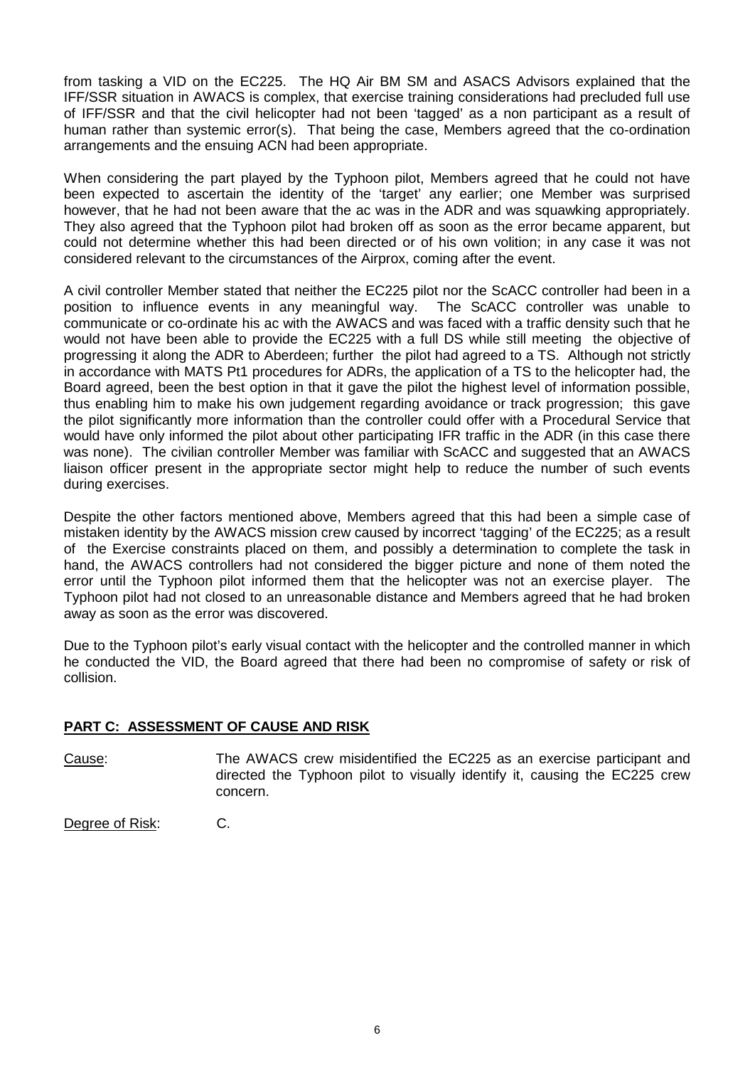from tasking a VID on the EC225. The HQ Air BM SM and ASACS Advisors explained that the IFF/SSR situation in AWACS is complex, that exercise training considerations had precluded full use of IFF/SSR and that the civil helicopter had not been 'tagged' as a non participant as a result of human rather than systemic error(s). That being the case, Members agreed that the co-ordination arrangements and the ensuing ACN had been appropriate.

When considering the part played by the Typhoon pilot, Members agreed that he could not have been expected to ascertain the identity of the 'target' any earlier; one Member was surprised however, that he had not been aware that the ac was in the ADR and was squawking appropriately. They also agreed that the Typhoon pilot had broken off as soon as the error became apparent, but could not determine whether this had been directed or of his own volition; in any case it was not considered relevant to the circumstances of the Airprox, coming after the event.

A civil controller Member stated that neither the EC225 pilot nor the ScACC controller had been in a position to influence events in any meaningful way. The ScACC controller was unable to communicate or co-ordinate his ac with the AWACS and was faced with a traffic density such that he would not have been able to provide the EC225 with a full DS while still meeting the objective of progressing it along the ADR to Aberdeen; further the pilot had agreed to a TS. Although not strictly in accordance with MATS Pt1 procedures for ADRs, the application of a TS to the helicopter had, the Board agreed, been the best option in that it gave the pilot the highest level of information possible, thus enabling him to make his own judgement regarding avoidance or track progression; this gave the pilot significantly more information than the controller could offer with a Procedural Service that would have only informed the pilot about other participating IFR traffic in the ADR (in this case there was none). The civilian controller Member was familiar with ScACC and suggested that an AWACS liaison officer present in the appropriate sector might help to reduce the number of such events during exercises.

Despite the other factors mentioned above, Members agreed that this had been a simple case of mistaken identity by the AWACS mission crew caused by incorrect 'tagging' of the EC225; as a result of the Exercise constraints placed on them, and possibly a determination to complete the task in hand, the AWACS controllers had not considered the bigger picture and none of them noted the error until the Typhoon pilot informed them that the helicopter was not an exercise player. The Typhoon pilot had not closed to an unreasonable distance and Members agreed that he had broken away as soon as the error was discovered.

Due to the Typhoon pilot's early visual contact with the helicopter and the controlled manner in which he conducted the VID, the Board agreed that there had been no compromise of safety or risk of collision.

## PART C: ASSESSMENT OF CAUSE AND RISK

Cause: The AWACS crew misidentified the EC225 as an exercise participant and directed the Typhoon pilot to visually identify it, causing the EC225 crew concern.

Degree of Risk: C.